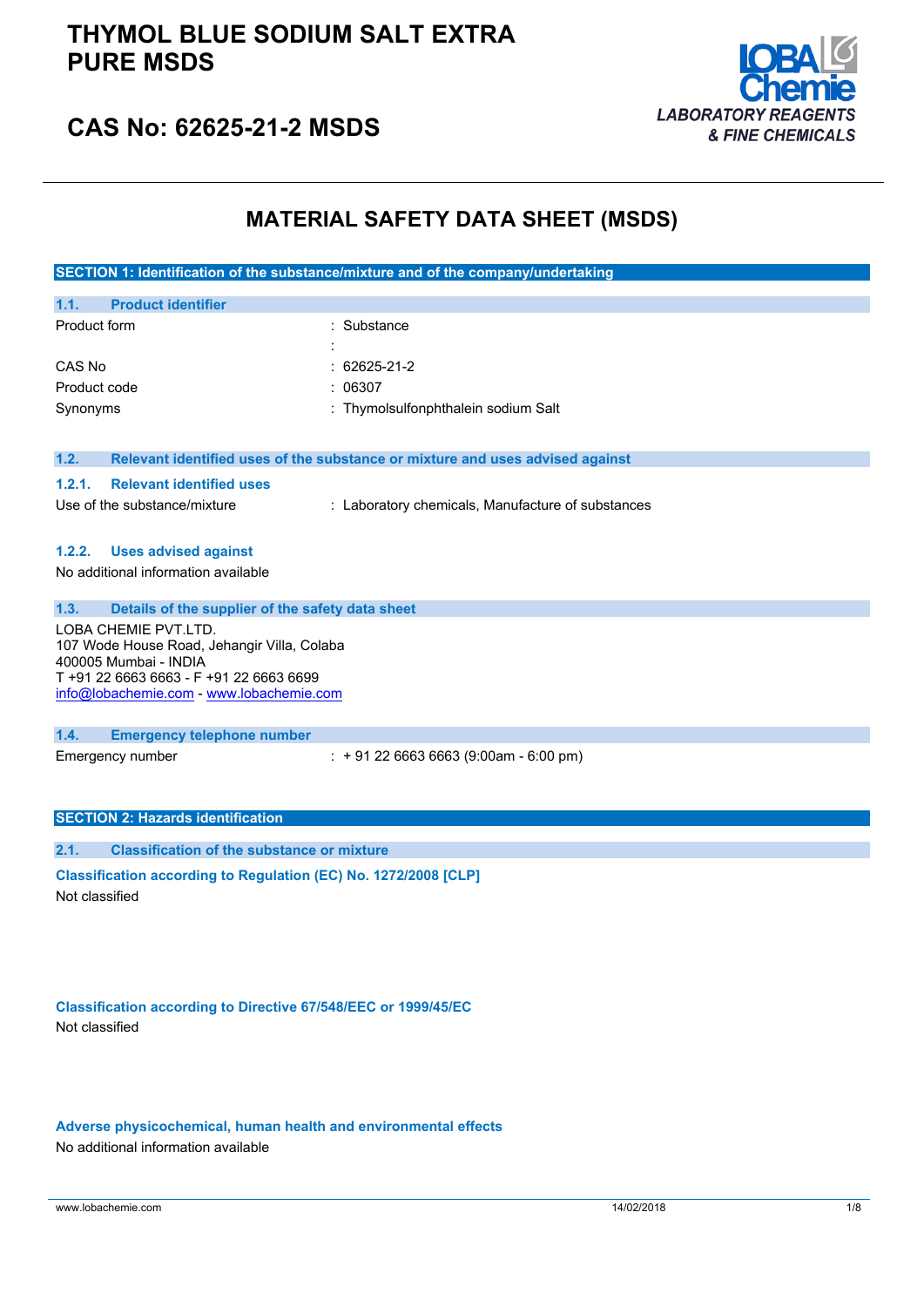# THYMOL BLUE SODIUM SALT EXTRA PURE MSDS

## CAS No: 62625-21-2 MSDS

LOBA Chemie
LABORATORY REAGENTS & FINE CHEMICALS

# MATERIAL SAFETY DATA SHEET (MSDS)

## SECTION 1: Identification of the substance/mixture and of the company/undertaking

### 1.1. Product identifier

| | |
|---|---|
| Product form | : Substance |
| | : |
| CAS No | : 62625-21-2 |
| Product code | : 06307 |
| Synonyms | : Thymolsulfonphthalein sodium Salt |

### 1.2. Relevant identified uses of the substance or mixture and uses advised against

#### 1.2.1. Relevant identified uses

| | |
|---|---|
| Use of the substance/mixture | : Laboratory chemicals, Manufacture of substances |

#### 1.2.2. Uses advised against

No additional information available

### 1.3. Details of the supplier of the safety data sheet

LOBA CHEMIE PVT.LTD.
107 Wode House Road, Jehangir Villa, Colaba
400005 Mumbai - INDIA
T +91 22 6663 6663 - F +91 22 6663 6699
info@lobachemie.com - www.lobachemie.com

### 1.4. Emergency telephone number

| | |
|---|---|
| Emergency number | : + 91 22 6663 6663 (9:00am - 6:00 pm) |

## SECTION 2: Hazards identification

### 2.1. Classification of the substance or mixture

**Classification according to Regulation (EC) No. 1272/2008 [CLP]**

Not classified

**Classification according to Directive 67/548/EEC or 1999/45/EC**

Not classified

**Adverse physicochemical, human health and environmental effects**

No additional information available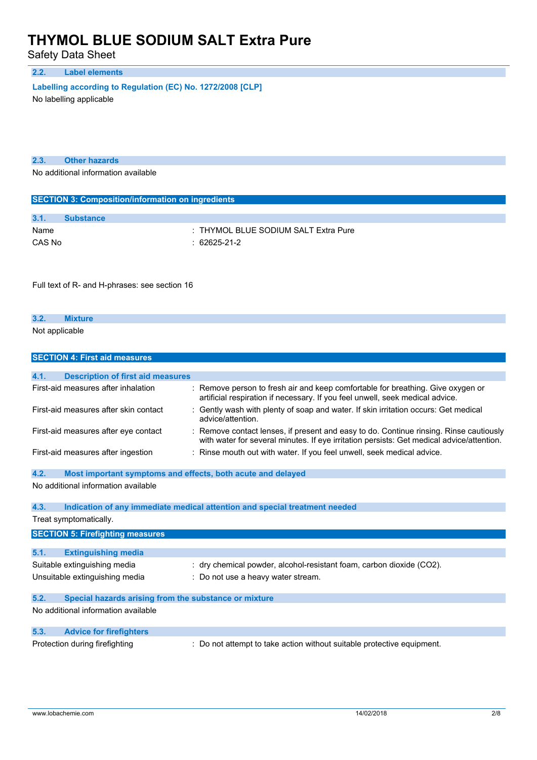### 2.2. Label elements

**Labelling according to Regulation (EC) No. 1272/2008 [CLP]**

No labelling applicable

### 2.3. Other hazards

No additional information available

## SECTION 3: Composition/information on ingredients

### 3.1. Substance

| | |
|---|---|
| Name | : THYMOL BLUE SODIUM SALT Extra Pure |
| CAS No | : 62625-21-2 |

Full text of R- and H-phrases: see section 16

### 3.2. Mixture

Not applicable

## SECTION 4: First aid measures

### 4.1. Description of first aid measures

| | |
|---|---|
| First-aid measures after inhalation | : Remove person to fresh air and keep comfortable for breathing. Give oxygen or artificial respiration if necessary. If you feel unwell, seek medical advice. |
| First-aid measures after skin contact | : Gently wash with plenty of soap and water. If skin irritation occurs: Get medical advice/attention. |
| First-aid measures after eye contact | : Remove contact lenses, if present and easy to do. Continue rinsing. Rinse cautiously with water for several minutes. If eye irritation persists: Get medical advice/attention. |
| First-aid measures after ingestion | : Rinse mouth out with water. If you feel unwell, seek medical advice. |

### 4.2. Most important symptoms and effects, both acute and delayed

No additional information available

### 4.3. Indication of any immediate medical attention and special treatment needed

Treat symptomatically.

## SECTION 5: Firefighting measures

### 5.1. Extinguishing media

| | |
|---|---|
| Suitable extinguishing media | : dry chemical powder, alcohol-resistant foam, carbon dioxide ($CO_2$). |
| Unsuitable extinguishing media | : Do not use a heavy water stream. |

### 5.2. Special hazards arising from the substance or mixture

No additional information available

### 5.3. Advice for firefighters

| | |
|---|---|
| Protection during firefighting | : Do not attempt to take action without suitable protective equipment. |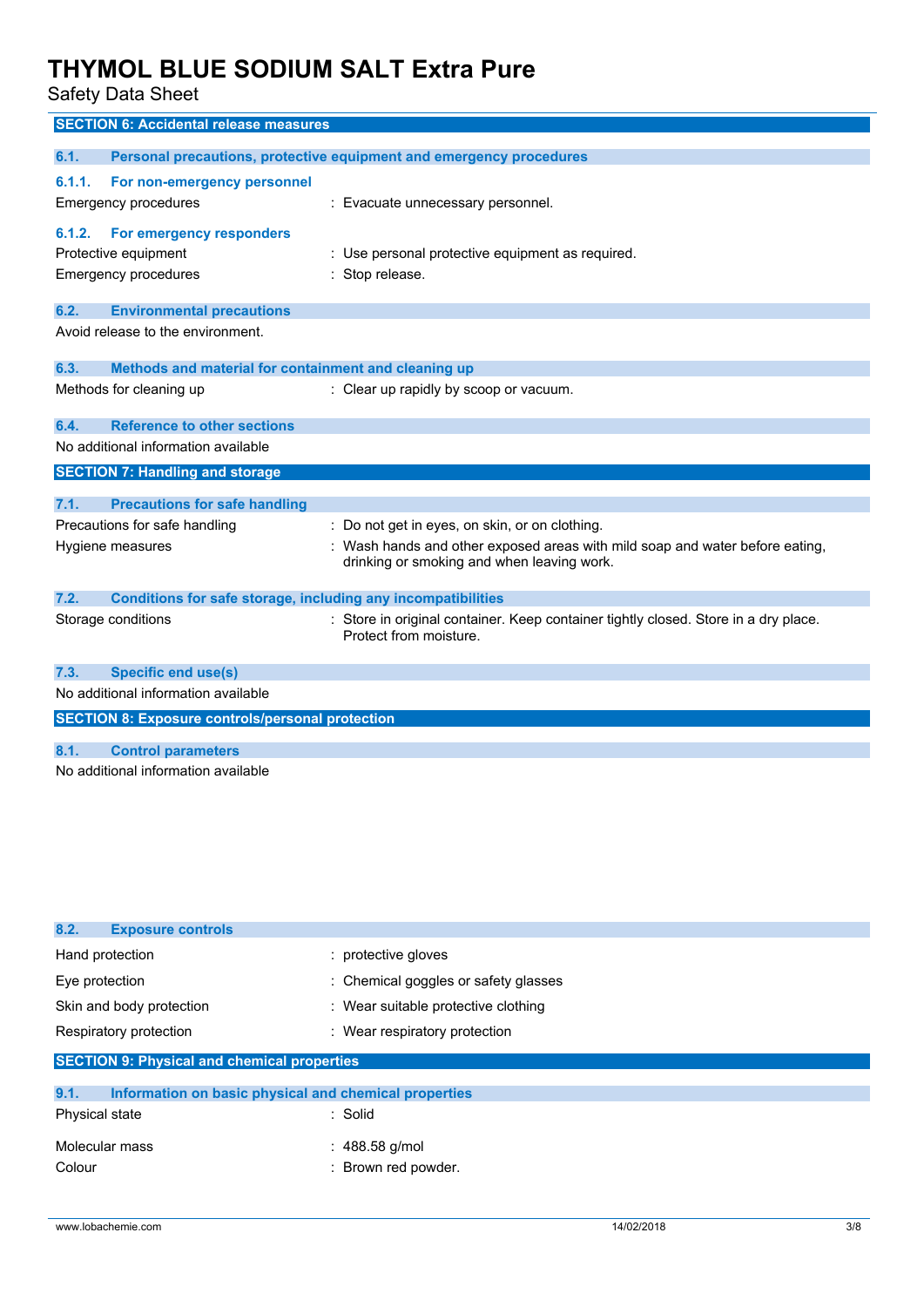## SECTION 6: Accidental release measures

### 6.1. Personal precautions, protective equipment and emergency procedures

#### 6.1.1. For non-emergency personnel

| | |
|---|---|
| Emergency procedures | : Evacuate unnecessary personnel. |

#### 6.1.2. For emergency responders

| | |
|---|---|
| Protective equipment | : Use personal protective equipment as required. |
| Emergency procedures | : Stop release. |

### 6.2. Environmental precautions

Avoid release to the environment.

### 6.3. Methods and material for containment and cleaning up

| | |
|---|---|
| Methods for cleaning up | : Clear up rapidly by scoop or vacuum. |

### 6.4. Reference to other sections

No additional information available

## SECTION 7: Handling and storage

### 7.1. Precautions for safe handling

| | |
|---|---|
| Precautions for safe handling | : Do not get in eyes, on skin, or on clothing. |
| Hygiene measures | : Wash hands and other exposed areas with mild soap and water before eating, drinking or smoking and when leaving work. |

### 7.2. Conditions for safe storage, including any incompatibilities

| | |
|---|---|
| Storage conditions | : Store in original container. Keep container tightly closed. Store in a dry place. Protect from moisture. |

### 7.3. Specific end use(s)

No additional information available

## SECTION 8: Exposure controls/personal protection

### 8.1. Control parameters

No additional information available

### 8.2. Exposure controls

| | |
|---|---|
| Hand protection | : protective gloves |
| Eye protection | : Chemical goggles or safety glasses |
| Skin and body protection | : Wear suitable protective clothing |
| Respiratory protection | : Wear respiratory protection |

## SECTION 9: Physical and chemical properties

### 9.1. Information on basic physical and chemical properties

| | |
|---|---|
| Physical state | : Solid |
| Molecular mass | : 488.58 g/mol |
| Colour | : Brown red powder. |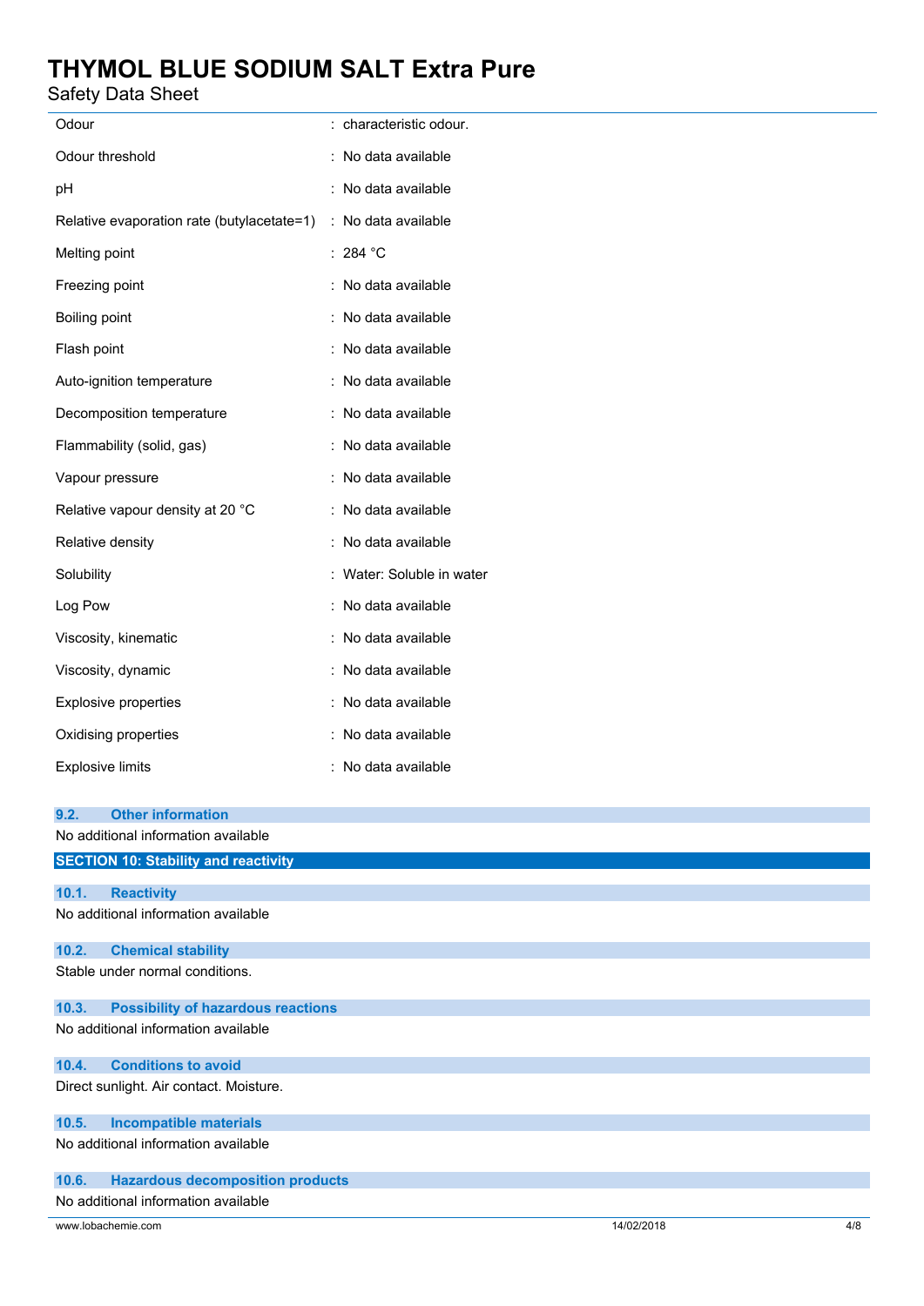| | |
|---|---|
| Odour | : characteristic odour. |
| Odour threshold | : No data available |
| pH | : No data available |
| Relative evaporation rate (butylacetate=1) | : No data available |
| Melting point | : 284 °C |
| Freezing point | : No data available |
| Boiling point | : No data available |
| Flash point | : No data available |
| Auto-ignition temperature | : No data available |
| Decomposition temperature | : No data available |
| Flammability (solid, gas) | : No data available |
| Vapour pressure | : No data available |
| Relative vapour density at 20 °C | : No data available |
| Relative density | : No data available |
| Solubility | : Water: Soluble in water |
| Log Pow | : No data available |
| Viscosity, kinematic | : No data available |
| Viscosity, dynamic | : No data available |
| Explosive properties | : No data available |
| Oxidising properties | : No data available |
| Explosive limits | : No data available |

### 9.2. Other information

No additional information available

## SECTION 10: Stability and reactivity

### 10.1. Reactivity

No additional information available

### 10.2. Chemical stability

Stable under normal conditions.

### 10.3. Possibility of hazardous reactions

No additional information available

### 10.4. Conditions to avoid

Direct sunlight. Air contact. Moisture.

### 10.5. Incompatible materials

No additional information available

### 10.6. Hazardous decomposition products

No additional information available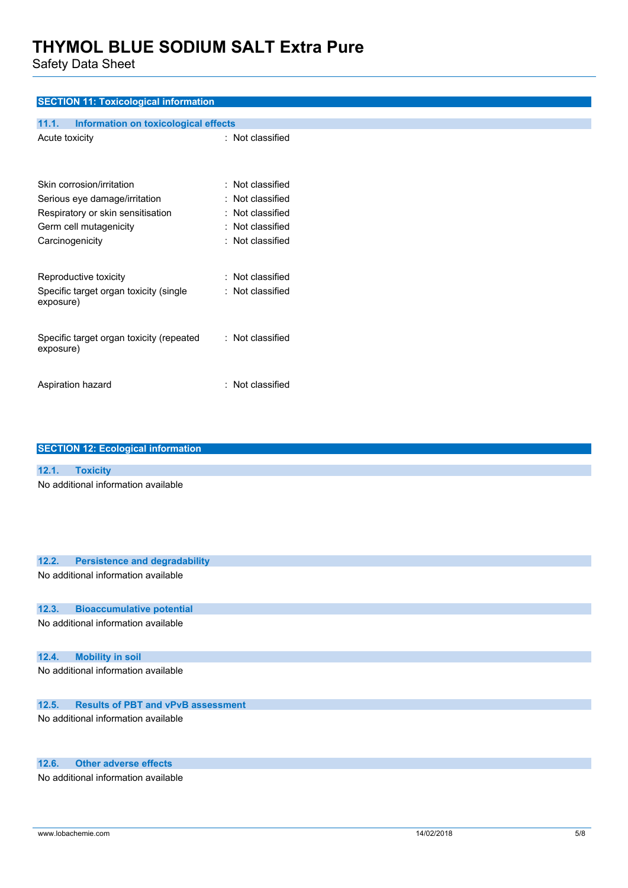## SECTION 11: Toxicological information

### 11.1. Information on toxicological effects

| | |
|---|---|
| Acute toxicity | : Not classified |
| Skin corrosion/irritation | : Not classified |
| Serious eye damage/irritation | : Not classified |
| Respiratory or skin sensitisation | : Not classified |
| Germ cell mutagenicity | : Not classified |
| Carcinogenicity | : Not classified |
| Reproductive toxicity | : Not classified |
| Specific target organ toxicity (single exposure) | : Not classified |
| Specific target organ toxicity (repeated exposure) | : Not classified |
| Aspiration hazard | : Not classified |

## SECTION 12: Ecological information

### 12.1. Toxicity

No additional information available

### 12.2. Persistence and degradability

No additional information available

### 12.3. Bioaccumulative potential

No additional information available

### 12.4. Mobility in soil

No additional information available

### 12.5. Results of PBT and vPvB assessment

No additional information available

### 12.6. Other adverse effects

No additional information available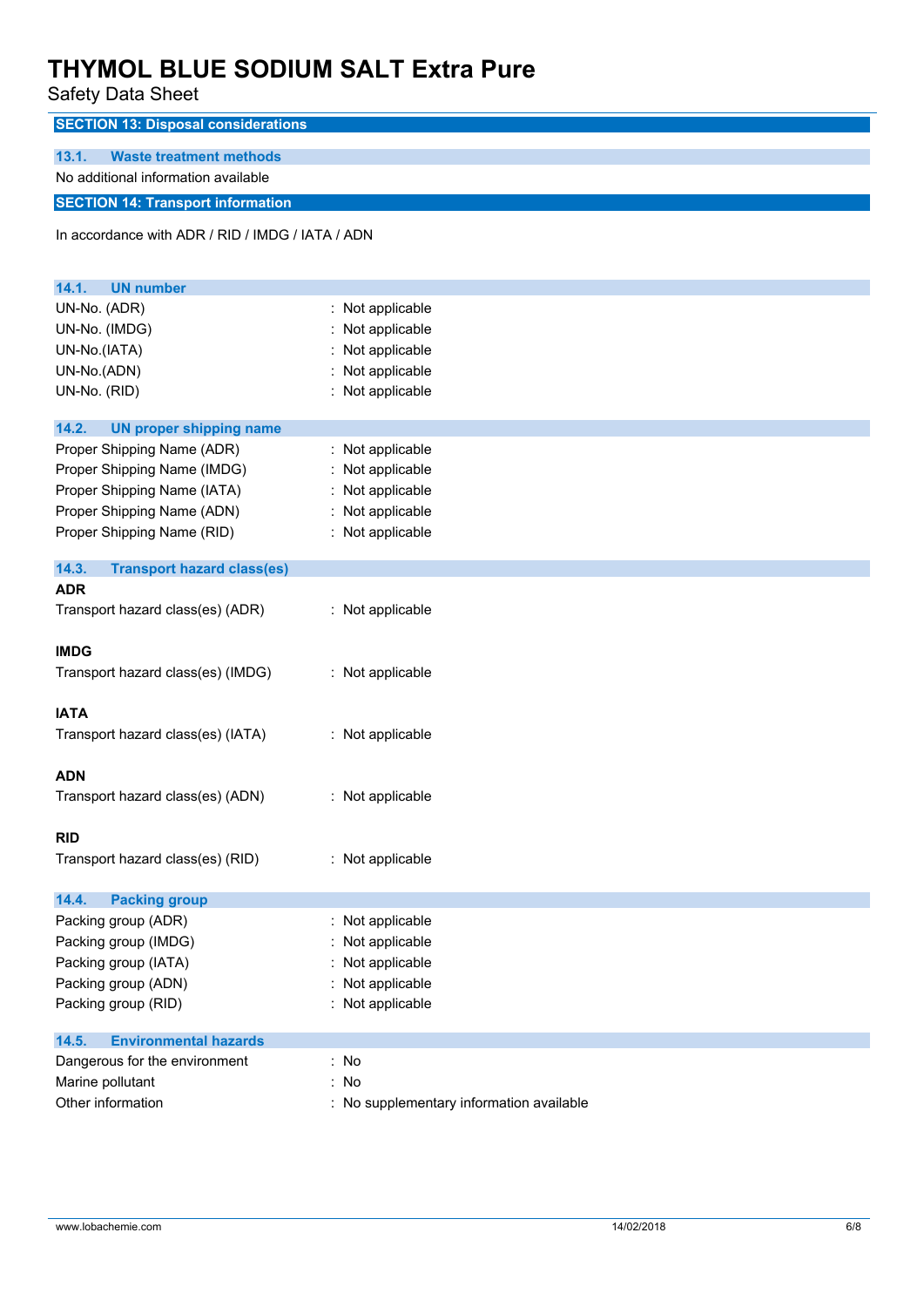## SECTION 13: Disposal considerations

### 13.1. Waste treatment methods

No additional information available

## SECTION 14: Transport information

In accordance with ADR / RID / IMDG / IATA / ADN

### 14.1. UN number

UN-No. (ADR) : Not applicable
UN-No. (IMDG) : Not applicable
UN-No.(IATA) : Not applicable
UN-No.(ADN) : Not applicable
UN-No. (RID) : Not applicable

### 14.2. UN proper shipping name

Proper Shipping Name (ADR) : Not applicable
Proper Shipping Name (IMDG) : Not applicable
Proper Shipping Name (IATA) : Not applicable
Proper Shipping Name (ADN) : Not applicable
Proper Shipping Name (RID) : Not applicable

### 14.3. Transport hazard class(es)

**ADR**

Transport hazard class(es) (ADR) : Not applicable

**IMDG**

Transport hazard class(es) (IMDG) : Not applicable

**IATA**

Transport hazard class(es) (IATA) : Not applicable

**ADN**

Transport hazard class(es) (ADN) : Not applicable

**RID**

Transport hazard class(es) (RID) : Not applicable

### 14.4. Packing group

Packing group (ADR) : Not applicable
Packing group (IMDG) : Not applicable
Packing group (IATA) : Not applicable
Packing group (ADN) : Not applicable
Packing group (RID) : Not applicable

### 14.5. Environmental hazards

Dangerous for the environment : No
Marine pollutant : No
Other information : No supplementary information available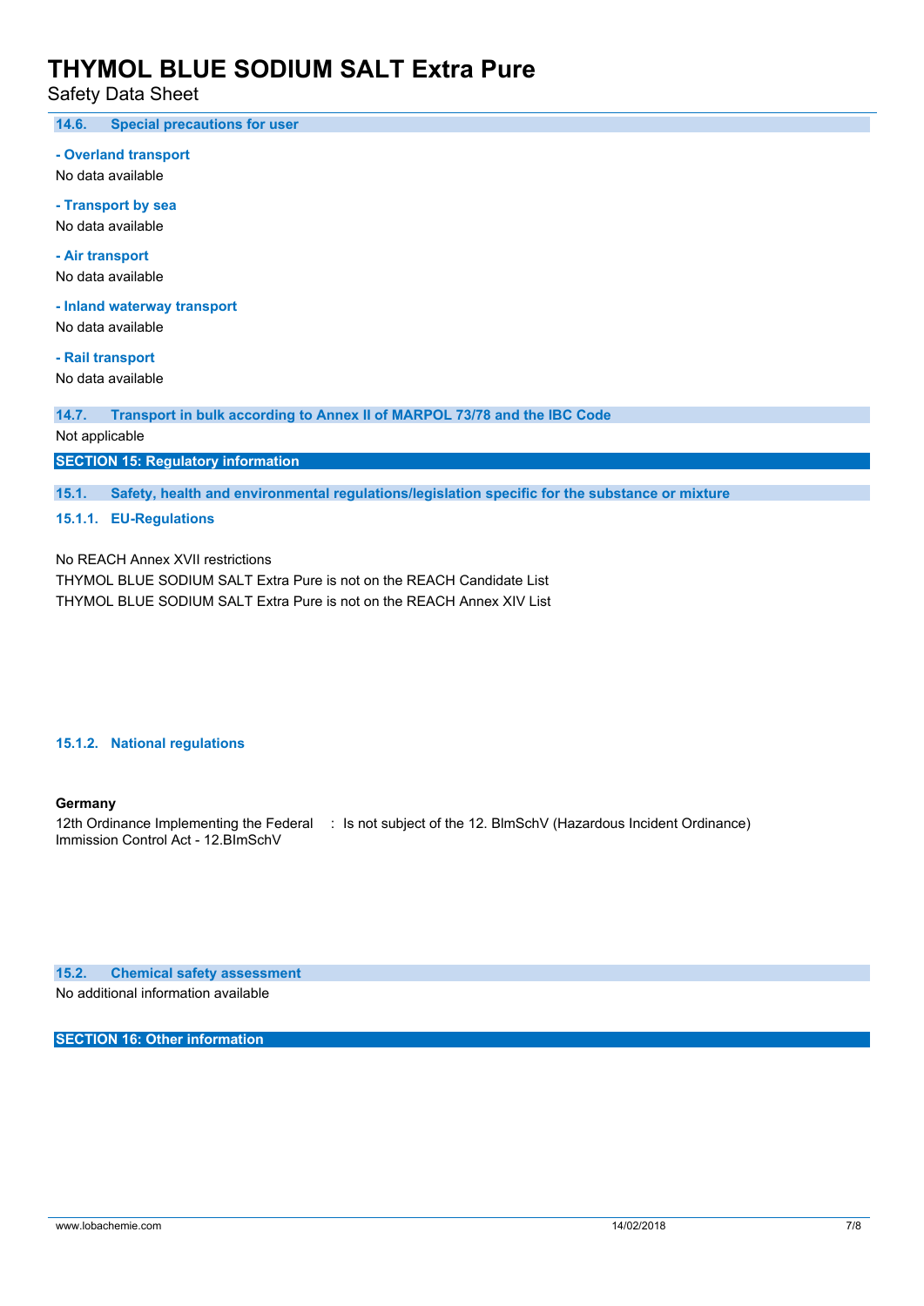### 14.6. Special precautions for user

**- Overland transport**

No data available

**- Transport by sea**

No data available

**- Air transport**

No data available

**- Inland waterway transport**

No data available

**- Rail transport**

No data available

### 14.7. Transport in bulk according to Annex II of MARPOL 73/78 and the IBC Code

Not applicable

## SECTION 15: Regulatory information

### 15.1. Safety, health and environmental regulations/legislation specific for the substance or mixture

#### 15.1.1. EU-Regulations

No REACH Annex XVII restrictions

THYMOL BLUE SODIUM SALT Extra Pure is not on the REACH Candidate List

THYMOL BLUE SODIUM SALT Extra Pure is not on the REACH Annex XIV List

#### 15.1.2. National regulations

**Germany**

12th Ordinance Implementing the Federal Immission Control Act - 12.BImSchV : Is not subject of the 12. BlmSchV (Hazardous Incident Ordinance)

### 15.2. Chemical safety assessment

No additional information available

## SECTION 16: Other information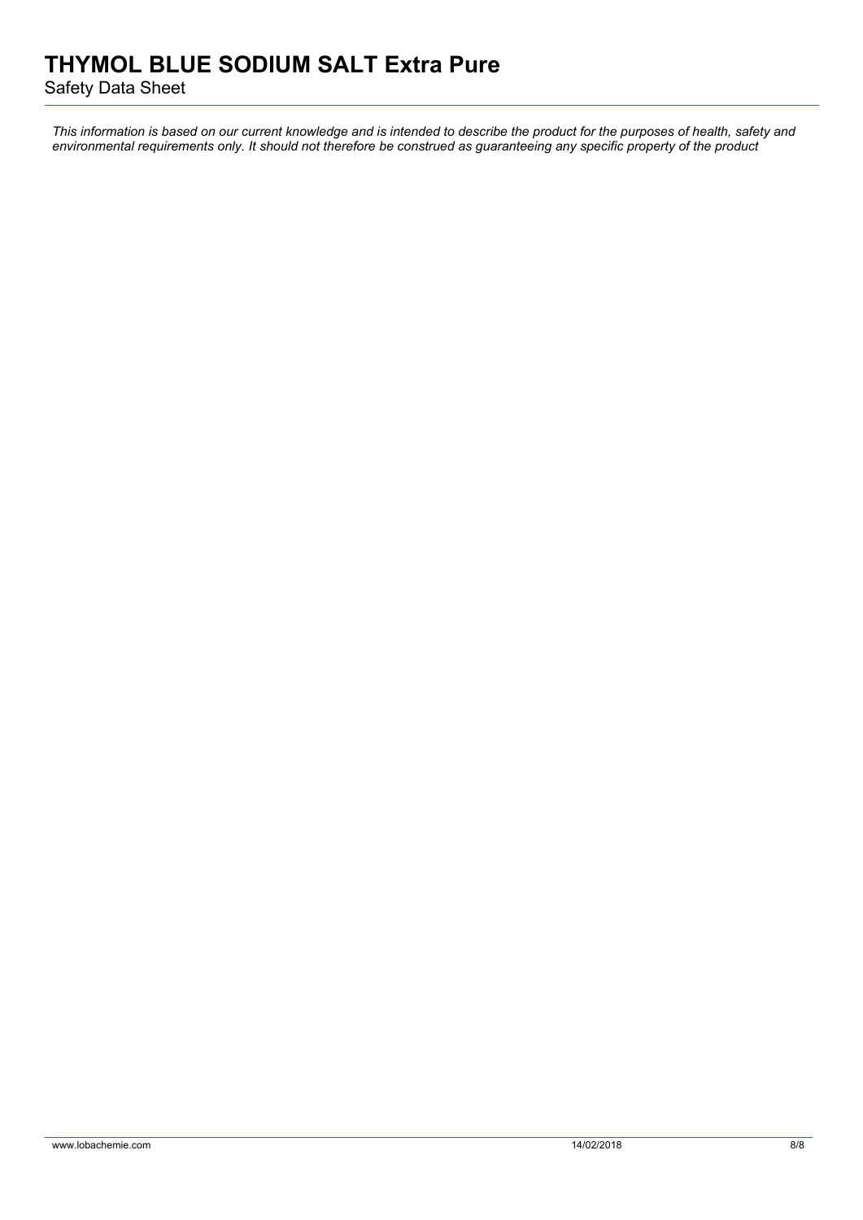*This information is based on our current knowledge and is intended to describe the product for the purposes of health, safety and environmental requirements only. It should not therefore be construed as guaranteeing any specific property of the product*